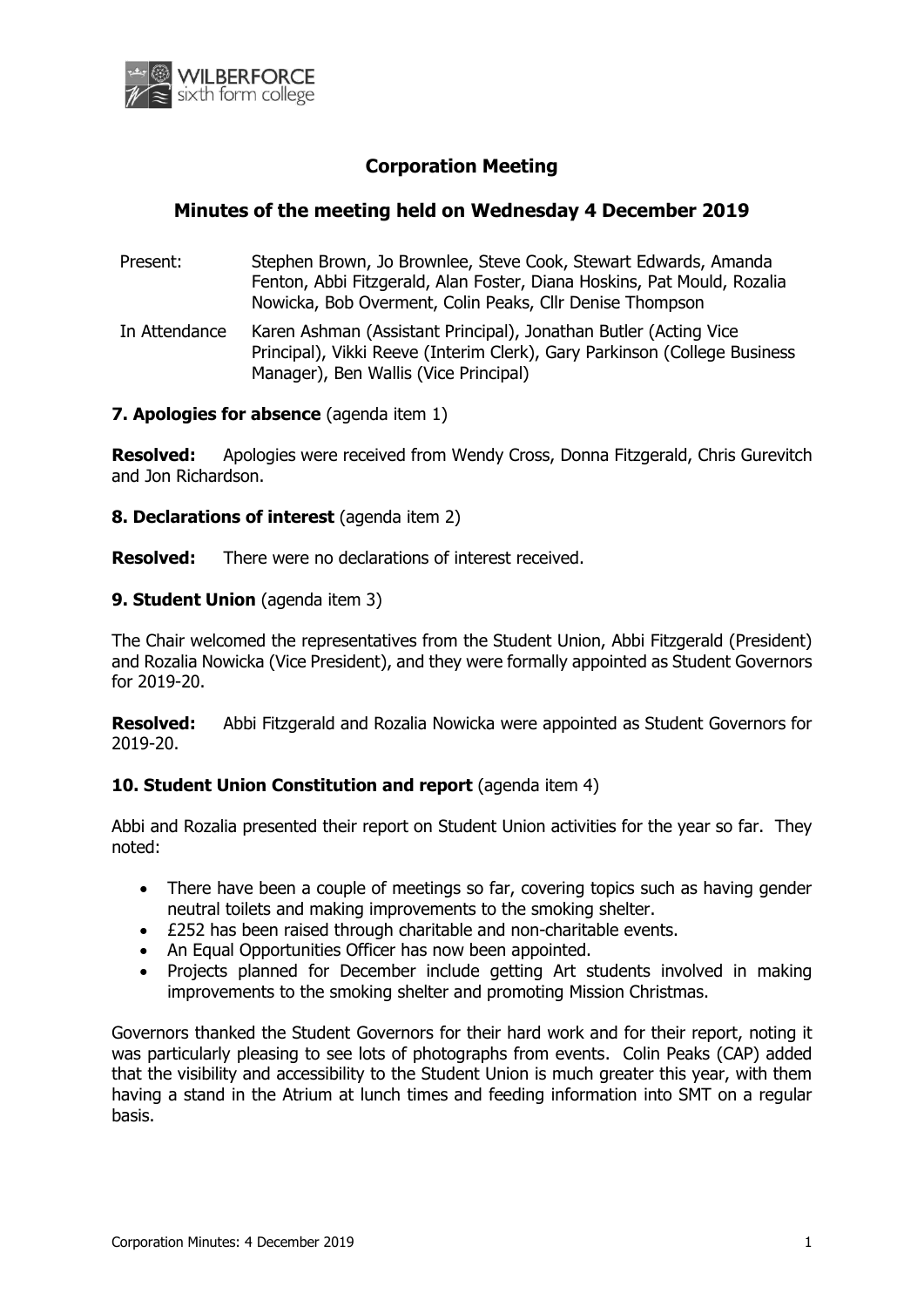# Corporation Meeting

## Minutes of the meeting held on Wednesday 4 December 2019

| | |
|---|---|
| Present: | Stephen Brown, Jo Brownlee, Steve Cook, Stewart Edwards, Amanda Fenton, Abbi Fitzgerald, Alan Foster, Diana Hoskins, Pat Mould, Rozalia Nowicka, Bob Overment, Colin Peaks, Cllr Denise Thompson |
| In Attendance | Karen Ashman (Assistant Principal), Jonathan Butler (Acting Vice Principal), Vikki Reeve (Interim Clerk), Gary Parkinson (College Business Manager), Ben Wallis (Vice Principal) |

**7. Apologies for absence** (agenda item 1)

**Resolved:** Apologies were received from Wendy Cross, Donna Fitzgerald, Chris Gurevitch and Jon Richardson.

**8. Declarations of interest** (agenda item 2)

**Resolved:** There were no declarations of interest received.

**9. Student Union** (agenda item 3)

The Chair welcomed the representatives from the Student Union, Abbi Fitzgerald (President) and Rozalia Nowicka (Vice President), and they were formally appointed as Student Governors for 2019-20.

**Resolved:** Abbi Fitzgerald and Rozalia Nowicka were appointed as Student Governors for 2019-20.

**10. Student Union Constitution and report** (agenda item 4)

Abbi and Rozalia presented their report on Student Union activities for the year so far. They noted:

- There have been a couple of meetings so far, covering topics such as having gender neutral toilets and making improvements to the smoking shelter.
- £252 has been raised through charitable and non-charitable events.
- An Equal Opportunities Officer has now been appointed.
- Projects planned for December include getting Art students involved in making improvements to the smoking shelter and promoting Mission Christmas.

Governors thanked the Student Governors for their hard work and for their report, noting it was particularly pleasing to see lots of photographs from events. Colin Peaks (CAP) added that the visibility and accessibility to the Student Union is much greater this year, with them having a stand in the Atrium at lunch times and feeding information into SMT on a regular basis.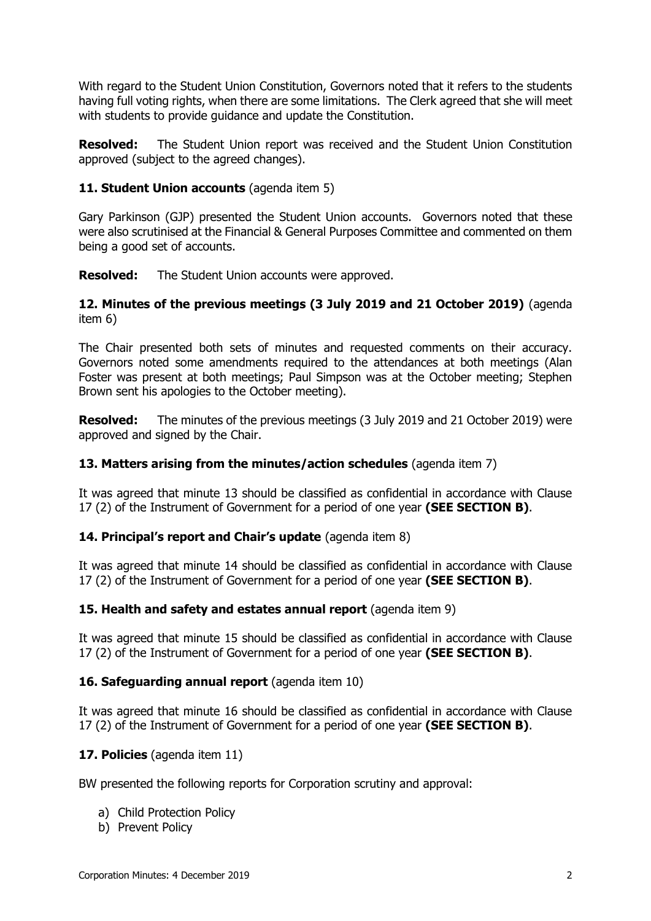With regard to the Student Union Constitution, Governors noted that it refers to the students having full voting rights, when there are some limitations. The Clerk agreed that she will meet with students to provide guidance and update the Constitution.

**Resolved:** The Student Union report was received and the Student Union Constitution approved (subject to the agreed changes).

**11. Student Union accounts** (agenda item 5)

Gary Parkinson (GJP) presented the Student Union accounts. Governors noted that these were also scrutinised at the Financial & General Purposes Committee and commented on them being a good set of accounts.

**Resolved:** The Student Union accounts were approved.

**12. Minutes of the previous meetings (3 July 2019 and 21 October 2019)** (agenda item 6)

The Chair presented both sets of minutes and requested comments on their accuracy. Governors noted some amendments required to the attendances at both meetings (Alan Foster was present at both meetings; Paul Simpson was at the October meeting; Stephen Brown sent his apologies to the October meeting).

**Resolved:** The minutes of the previous meetings (3 July 2019 and 21 October 2019) were approved and signed by the Chair.

**13. Matters arising from the minutes/action schedules** (agenda item 7)

It was agreed that minute 13 should be classified as confidential in accordance with Clause 17 (2) of the Instrument of Government for a period of one year **(SEE SECTION B)**.

**14. Principal's report and Chair's update** (agenda item 8)

It was agreed that minute 14 should be classified as confidential in accordance with Clause 17 (2) of the Instrument of Government for a period of one year **(SEE SECTION B)**.

**15. Health and safety and estates annual report** (agenda item 9)

It was agreed that minute 15 should be classified as confidential in accordance with Clause 17 (2) of the Instrument of Government for a period of one year **(SEE SECTION B)**.

**16. Safeguarding annual report** (agenda item 10)

It was agreed that minute 16 should be classified as confidential in accordance with Clause 17 (2) of the Instrument of Government for a period of one year **(SEE SECTION B)**.

**17. Policies** (agenda item 11)

BW presented the following reports for Corporation scrutiny and approval:

a) Child Protection Policy
b) Prevent Policy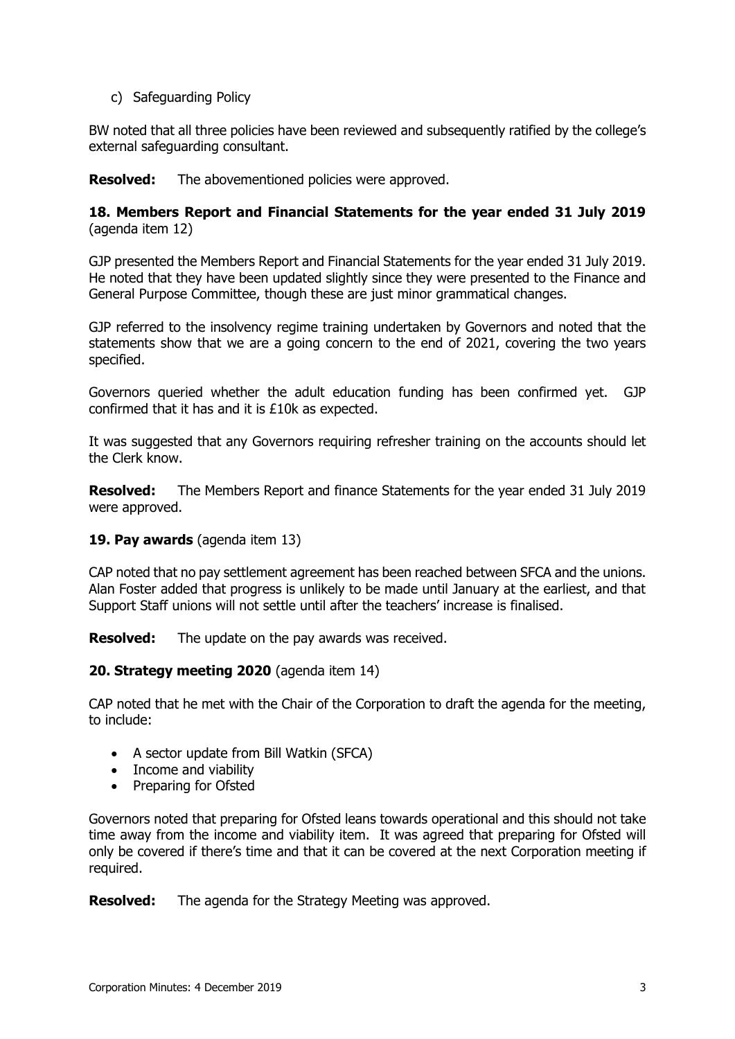c) Safeguarding Policy

BW noted that all three policies have been reviewed and subsequently ratified by the college's external safeguarding consultant.

**Resolved:** The abovementioned policies were approved.

**18. Members Report and Financial Statements for the year ended 31 July 2019** (agenda item 12)

GJP presented the Members Report and Financial Statements for the year ended 31 July 2019. He noted that they have been updated slightly since they were presented to the Finance and General Purpose Committee, though these are just minor grammatical changes.

GJP referred to the insolvency regime training undertaken by Governors and noted that the statements show that we are a going concern to the end of 2021, covering the two years specified.

Governors queried whether the adult education funding has been confirmed yet. GJP confirmed that it has and it is £10k as expected.

It was suggested that any Governors requiring refresher training on the accounts should let the Clerk know.

**Resolved:** The Members Report and finance Statements for the year ended 31 July 2019 were approved.

**19. Pay awards** (agenda item 13)

CAP noted that no pay settlement agreement has been reached between SFCA and the unions. Alan Foster added that progress is unlikely to be made until January at the earliest, and that Support Staff unions will not settle until after the teachers' increase is finalised.

**Resolved:** The update on the pay awards was received.

**20. Strategy meeting 2020** (agenda item 14)

CAP noted that he met with the Chair of the Corporation to draft the agenda for the meeting, to include:

- A sector update from Bill Watkin (SFCA)
- Income and viability
- Preparing for Ofsted

Governors noted that preparing for Ofsted leans towards operational and this should not take time away from the income and viability item. It was agreed that preparing for Ofsted will only be covered if there's time and that it can be covered at the next Corporation meeting if required.

**Resolved:** The agenda for the Strategy Meeting was approved.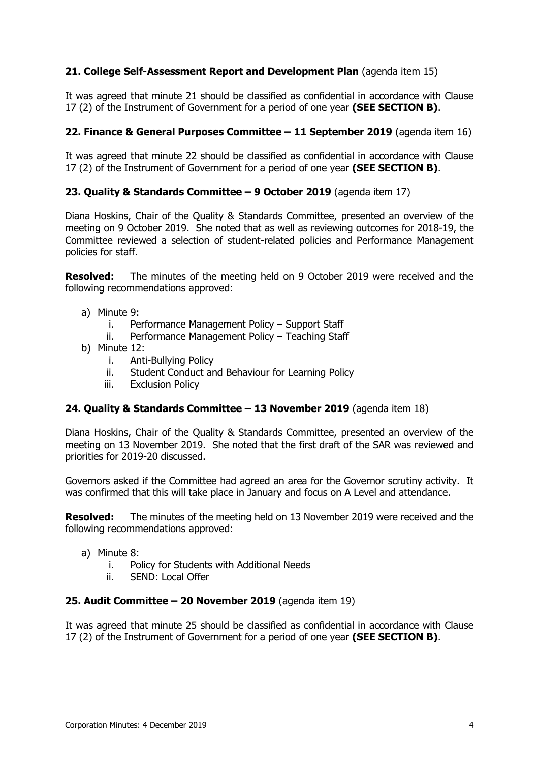**21. College Self-Assessment Report and Development Plan** (agenda item 15)

It was agreed that minute 21 should be classified as confidential in accordance with Clause 17 (2) of the Instrument of Government for a period of one year **(SEE SECTION B)**.

**22. Finance & General Purposes Committee – 11 September 2019** (agenda item 16)

It was agreed that minute 22 should be classified as confidential in accordance with Clause 17 (2) of the Instrument of Government for a period of one year **(SEE SECTION B)**.

**23. Quality & Standards Committee – 9 October 2019** (agenda item 17)

Diana Hoskins, Chair of the Quality & Standards Committee, presented an overview of the meeting on 9 October 2019. She noted that as well as reviewing outcomes for 2018-19, the Committee reviewed a selection of student-related policies and Performance Management policies for staff.

**Resolved:** The minutes of the meeting held on 9 October 2019 were received and the following recommendations approved:

- a) Minute 9:
  - i. Performance Management Policy – Support Staff
  - ii. Performance Management Policy – Teaching Staff
- b) Minute 12:
  - i. Anti-Bullying Policy
  - ii. Student Conduct and Behaviour for Learning Policy
  - iii. Exclusion Policy

**24. Quality & Standards Committee – 13 November 2019** (agenda item 18)

Diana Hoskins, Chair of the Quality & Standards Committee, presented an overview of the meeting on 13 November 2019. She noted that the first draft of the SAR was reviewed and priorities for 2019-20 discussed.

Governors asked if the Committee had agreed an area for the Governor scrutiny activity. It was confirmed that this will take place in January and focus on A Level and attendance.

**Resolved:** The minutes of the meeting held on 13 November 2019 were received and the following recommendations approved:

- a) Minute 8:
  - i. Policy for Students with Additional Needs
  - ii. SEND: Local Offer

**25. Audit Committee – 20 November 2019** (agenda item 19)

It was agreed that minute 25 should be classified as confidential in accordance with Clause 17 (2) of the Instrument of Government for a period of one year **(SEE SECTION B)**.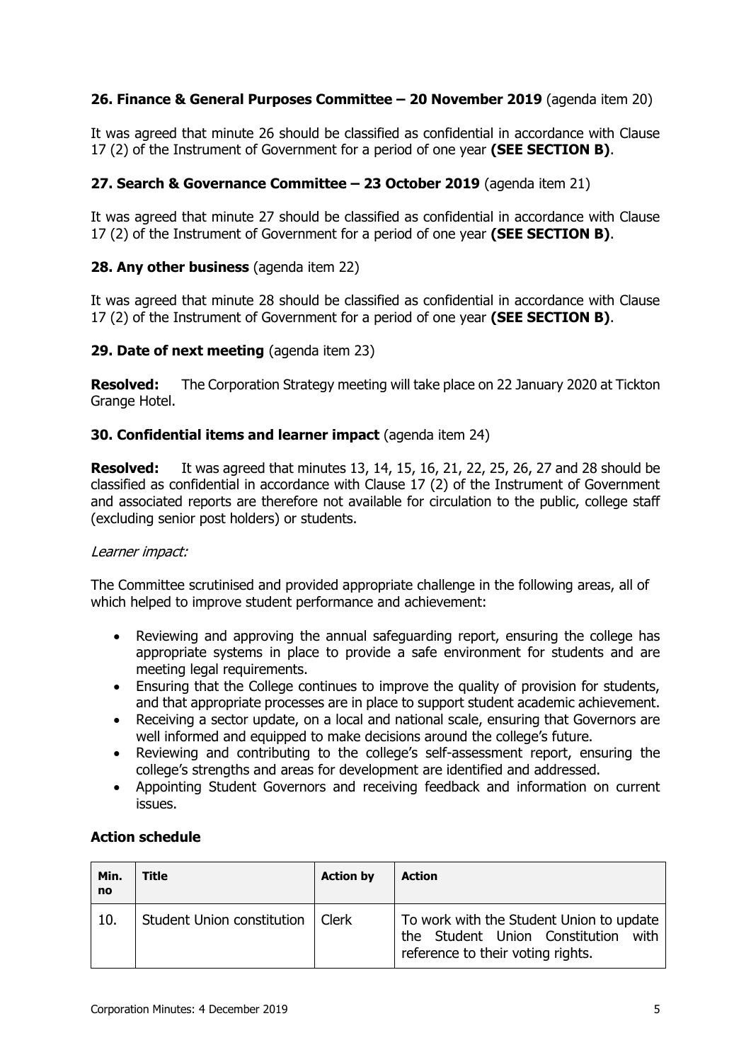**26. Finance & General Purposes Committee – 20 November 2019** (agenda item 20)

It was agreed that minute 26 should be classified as confidential in accordance with Clause 17 (2) of the Instrument of Government for a period of one year **(SEE SECTION B)**.

**27. Search & Governance Committee – 23 October 2019** (agenda item 21)

It was agreed that minute 27 should be classified as confidential in accordance with Clause 17 (2) of the Instrument of Government for a period of one year **(SEE SECTION B)**.

**28. Any other business** (agenda item 22)

It was agreed that minute 28 should be classified as confidential in accordance with Clause 17 (2) of the Instrument of Government for a period of one year **(SEE SECTION B)**.

**29. Date of next meeting** (agenda item 23)

**Resolved:** The Corporation Strategy meeting will take place on 22 January 2020 at Tickton Grange Hotel.

**30. Confidential items and learner impact** (agenda item 24)

**Resolved:** It was agreed that minutes 13, 14, 15, 16, 21, 22, 25, 26, 27 and 28 should be classified as confidential in accordance with Clause 17 (2) of the Instrument of Government and associated reports are therefore not available for circulation to the public, college staff (excluding senior post holders) or students.

*Learner impact:*

The Committee scrutinised and provided appropriate challenge in the following areas, all of which helped to improve student performance and achievement:

- Reviewing and approving the annual safeguarding report, ensuring the college has appropriate systems in place to provide a safe environment for students and are meeting legal requirements.
- Ensuring that the College continues to improve the quality of provision for students, and that appropriate processes are in place to support student academic achievement.
- Receiving a sector update, on a local and national scale, ensuring that Governors are well informed and equipped to make decisions around the college's future.
- Reviewing and contributing to the college's self-assessment report, ensuring the college's strengths and areas for development are identified and addressed.
- Appointing Student Governors and receiving feedback and information on current issues.

**Action schedule**

| Min. no | Title | Action by | Action |
|---|---|---|---|
| 10. | Student Union constitution | Clerk | To work with the Student Union to update the Student Union Constitution with reference to their voting rights. |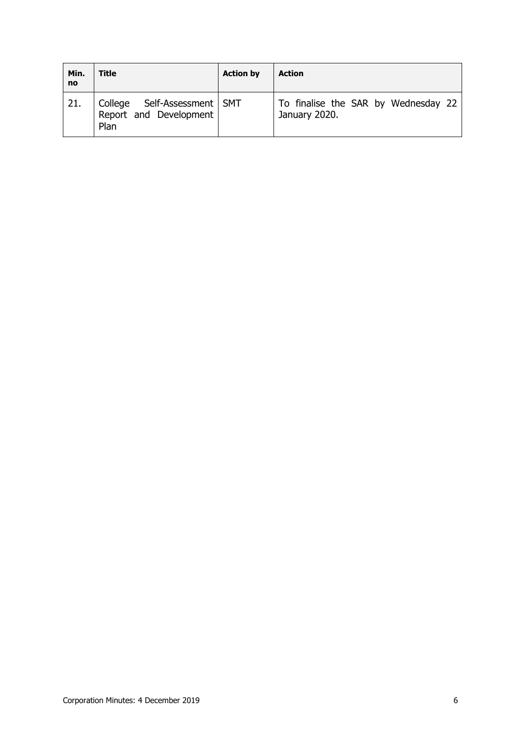| Min. no | Title | Action by | Action |
|---|---|---|---|
| 21. | College Self-Assessment Report and Development Plan | SMT | To finalise the SAR by Wednesday 22 January 2020. |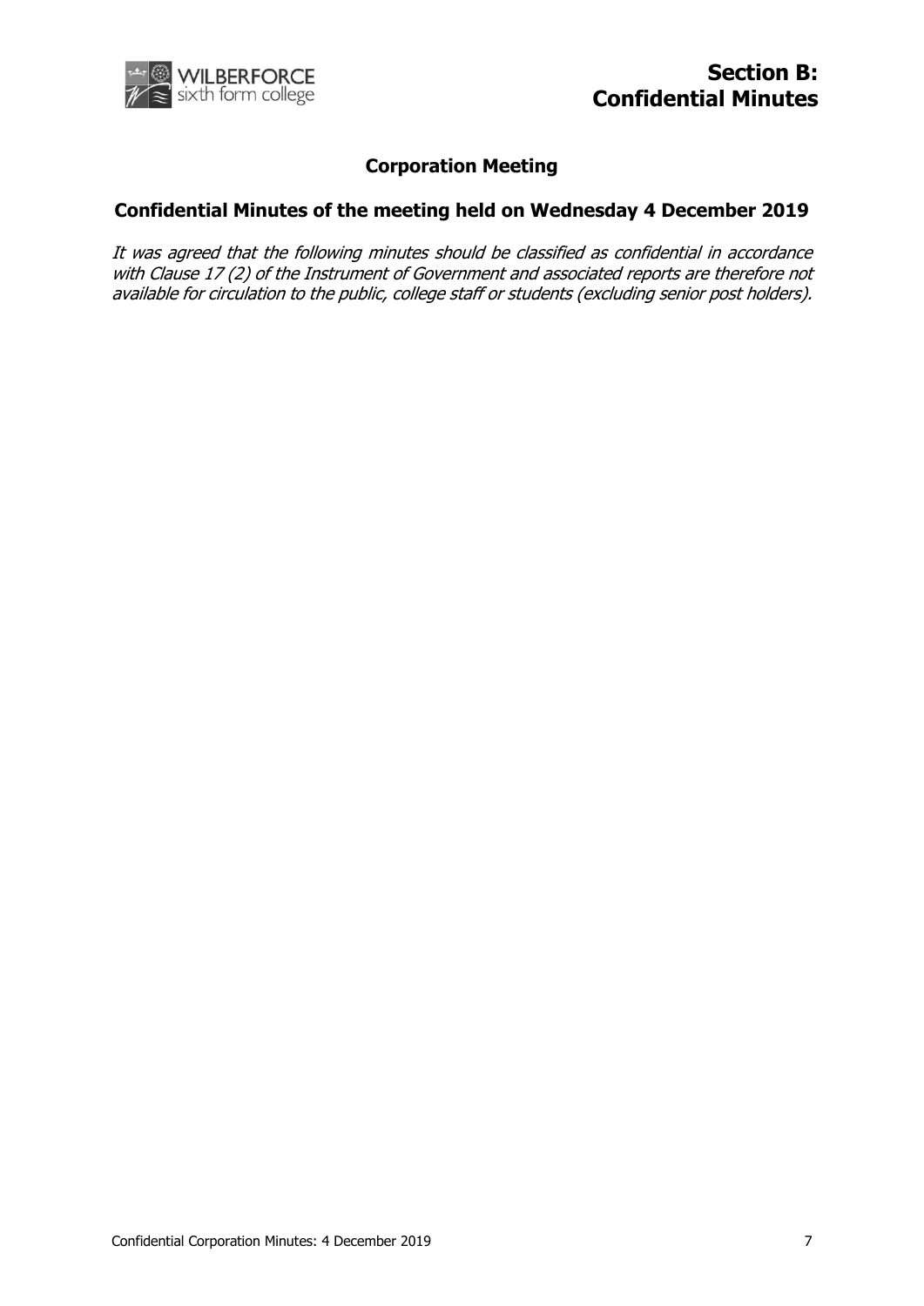# Section B: Confidential Minutes

## Corporation Meeting

### Confidential Minutes of the meeting held on Wednesday 4 December 2019

*It was agreed that the following minutes should be classified as confidential in accordance with Clause 17 (2) of the Instrument of Government and associated reports are therefore not available for circulation to the public, college staff or students (excluding senior post holders).*